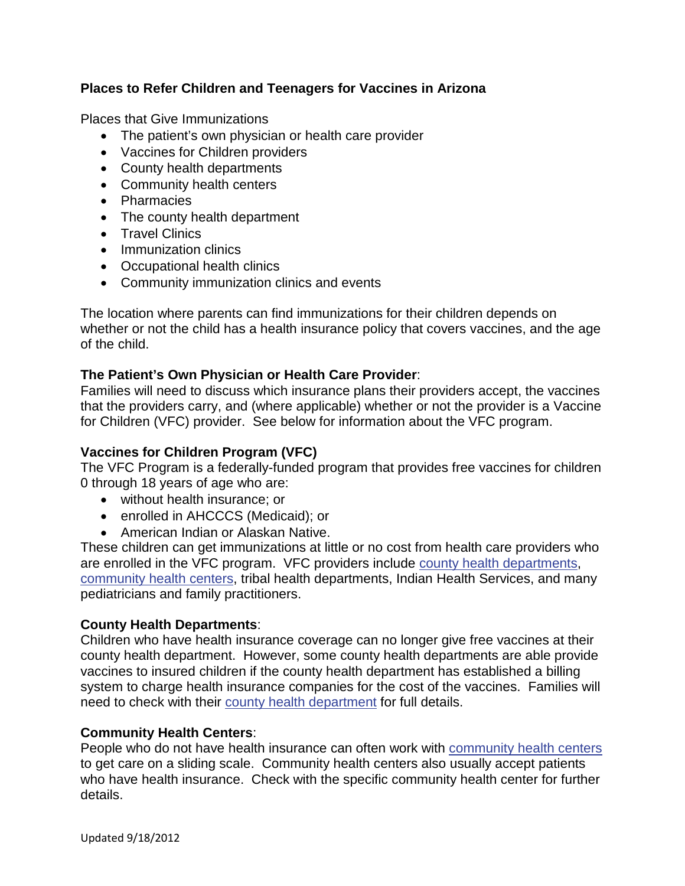**Places to Refer Children and Teenagers for Vaccines in Arizona**

Places that Give Immunizations

- The patient's own physician or health care provider
- Vaccines for Children providers
- County health departments
- Community health centers
- Pharmacies
- The county health department
- Travel Clinics
- Immunization clinics
- Occupational health clinics
- Community immunization clinics and events

The location where parents can find immunizations for their children depends on whether or not the child has a health insurance policy that covers vaccines, and the age of the child.

**The Patient's Own Physician or Health Care Provider**:
Families will need to discuss which insurance plans their providers accept, the vaccines that the providers carry, and (where applicable) whether or not the provider is a Vaccine for Children (VFC) provider. See below for information about the VFC program.

**Vaccines for Children Program (VFC)**
The VFC Program is a federally-funded program that provides free vaccines for children 0 through 18 years of age who are:

- without health insurance; or
- enrolled in AHCCCS (Medicaid); or
- American Indian or Alaskan Native.

These children can get immunizations at little or no cost from health care providers who are enrolled in the VFC program. VFC providers include county health departments, community health centers, tribal health departments, Indian Health Services, and many pediatricians and family practitioners.

**County Health Departments**:
Children who have health insurance coverage can no longer give free vaccines at their county health department. However, some county health departments are able provide vaccines to insured children if the county health department has established a billing system to charge health insurance companies for the cost of the vaccines. Families will need to check with their county health department for full details.

**Community Health Centers**:
People who do not have health insurance can often work with community health centers to get care on a sliding scale. Community health centers also usually accept patients who have health insurance. Check with the specific community health center for further details.

Updated 9/18/2012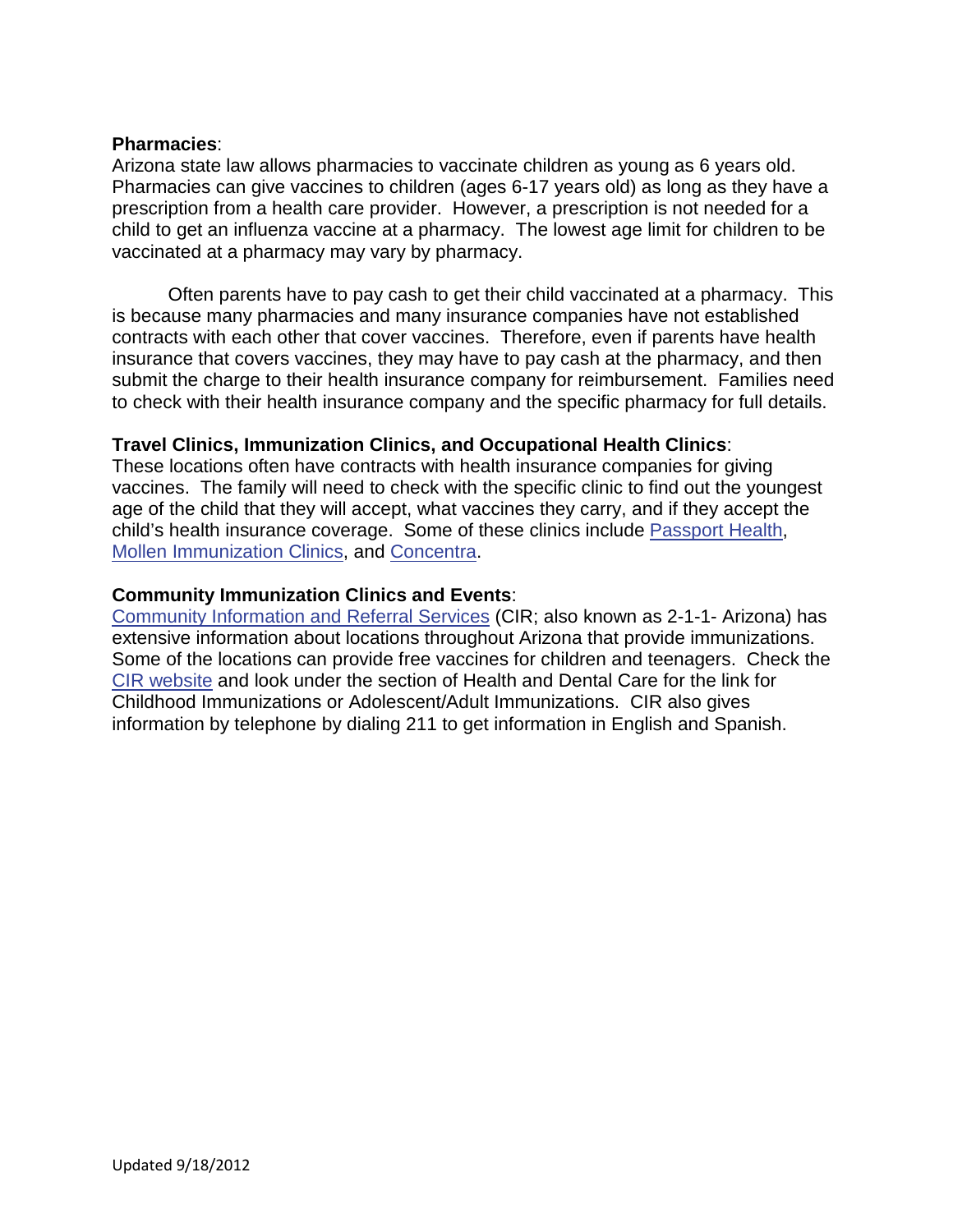**Pharmacies**:
Arizona state law allows pharmacies to vaccinate children as young as 6 years old. Pharmacies can give vaccines to children (ages 6-17 years old) as long as they have a prescription from a health care provider. However, a prescription is not needed for a child to get an influenza vaccine at a pharmacy. The lowest age limit for children to be vaccinated at a pharmacy may vary by pharmacy.

Often parents have to pay cash to get their child vaccinated at a pharmacy. This is because many pharmacies and many insurance companies have not established contracts with each other that cover vaccines. Therefore, even if parents have health insurance that covers vaccines, they may have to pay cash at the pharmacy, and then submit the charge to their health insurance company for reimbursement. Families need to check with their health insurance company and the specific pharmacy for full details.

**Travel Clinics, Immunization Clinics, and Occupational Health Clinics**:
These locations often have contracts with health insurance companies for giving vaccines. The family will need to check with the specific clinic to find out the youngest age of the child that they will accept, what vaccines they carry, and if they accept the child's health insurance coverage. Some of these clinics include Passport Health, Mollen Immunization Clinics, and Concentra.

**Community Immunization Clinics and Events**:
Community Information and Referral Services (CIR; also known as 2-1-1- Arizona) has extensive information about locations throughout Arizona that provide immunizations. Some of the locations can provide free vaccines for children and teenagers. Check the CIR website and look under the section of Health and Dental Care for the link for Childhood Immunizations or Adolescent/Adult Immunizations. CIR also gives information by telephone by dialing 211 to get information in English and Spanish.

Updated 9/18/2012